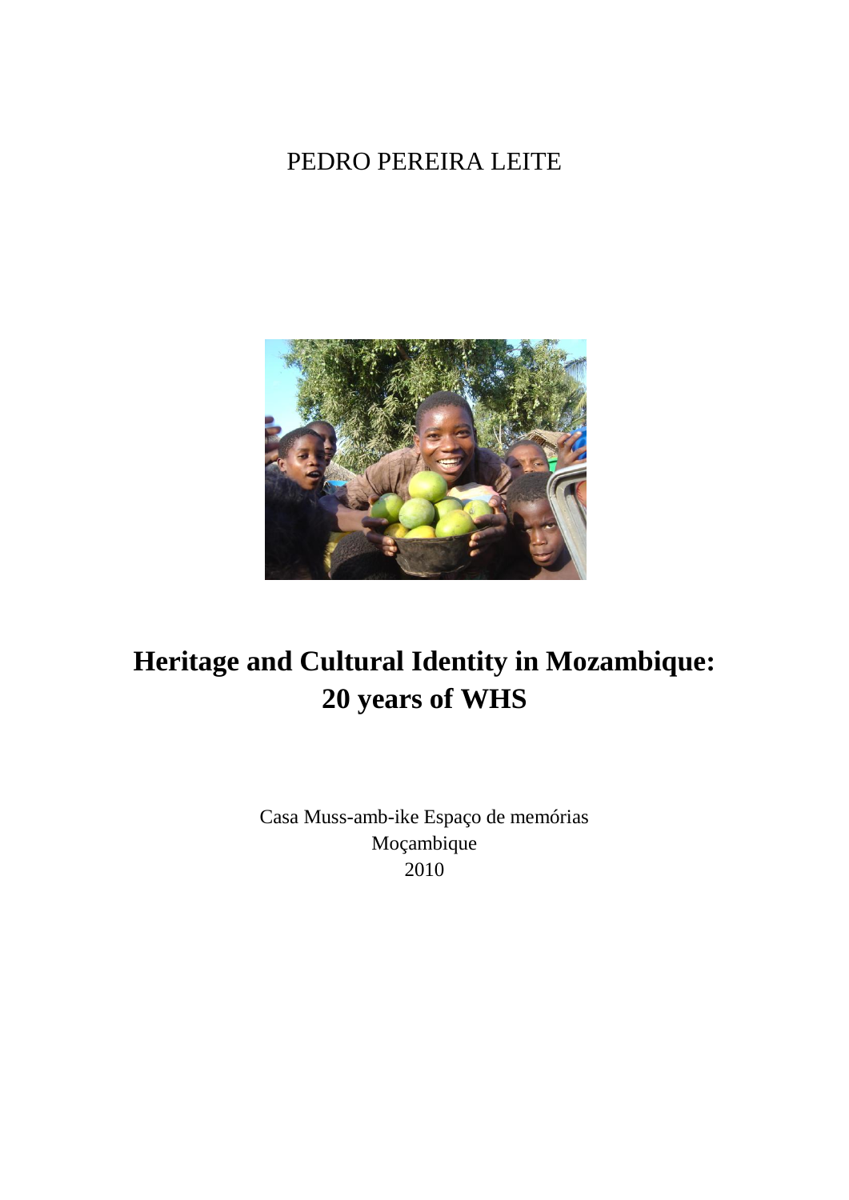PEDRO PEREIRA LEITE

# Heritage and Cultural Identity in Mozambique: 20 years of WHS

Casa Muss-amb-ike Espaço de memórias
Moçambique
2010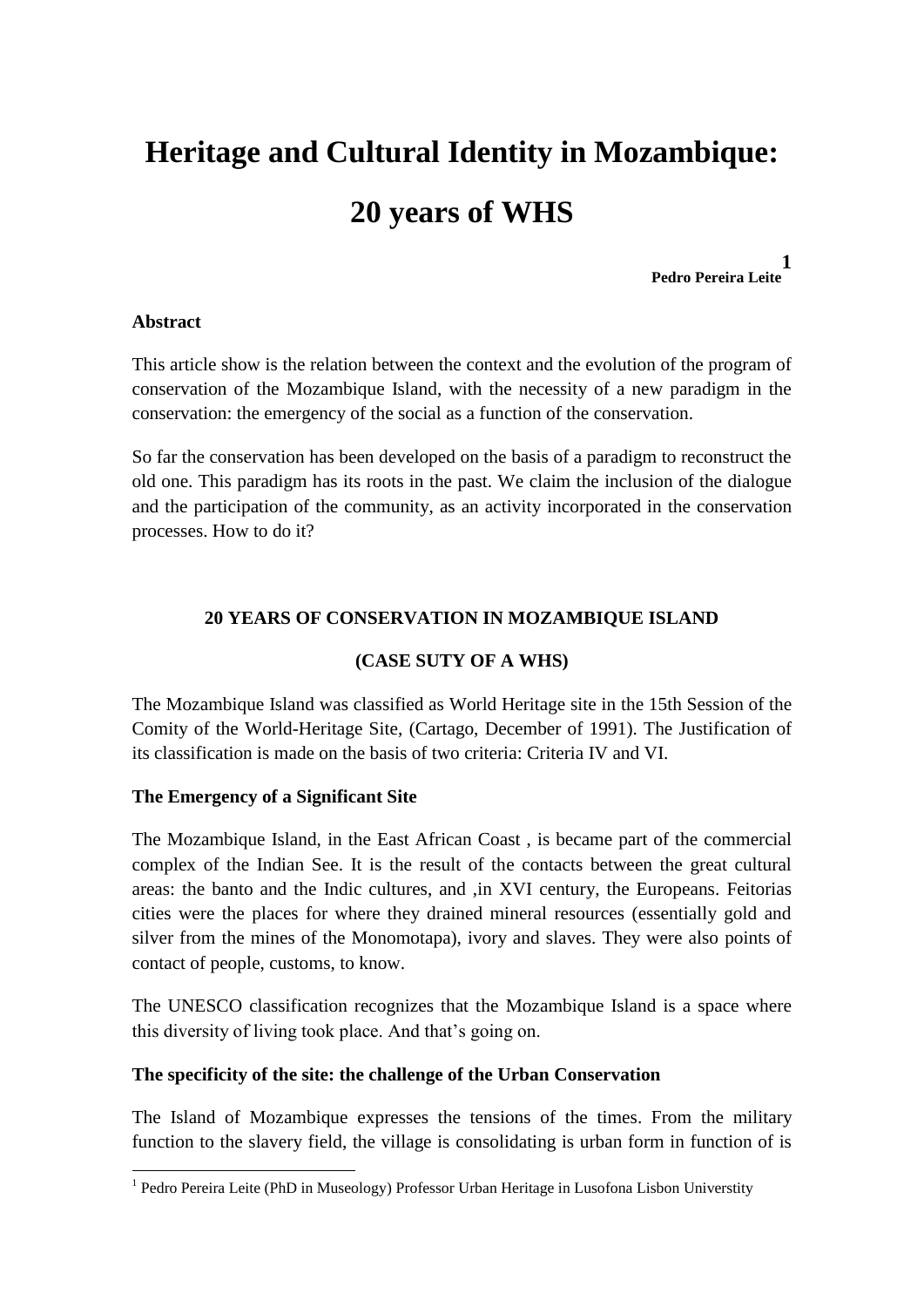# Heritage and Cultural Identity in Mozambique: 20 years of WHS

**Pedro Pereira Leite**[1]

**Abstract**

This article show is the relation between the context and the evolution of the program of conservation of the Mozambique Island, with the necessity of a new paradigm in the conservation: the emergency of the social as a function of the conservation.

So far the conservation has been developed on the basis of a paradigm to reconstruct the old one. This paradigm has its roots in the past. We claim the inclusion of the dialogue and the participation of the community, as an activity incorporated in the conservation processes. How to do it?

## 20 YEARS OF CONSERVATION IN MOZAMBIQUE ISLAND

## (CASE SUTY OF A WHS)

The Mozambique Island was classified as World Heritage site in the 15th Session of the Comity of the World-Heritage Site, (Cartago, December of 1991). The Justification of its classification is made on the basis of two criteria: Criteria IV and VI.

### The Emergency of a Significant Site

The Mozambique Island, in the East African Coast , is became part of the commercial complex of the Indian See. It is the result of the contacts between the great cultural areas: the banto and the Indic cultures, and ,in XVI century, the Europeans. Feitorias cities were the places for where they drained mineral resources (essentially gold and silver from the mines of the Monomotapa), ivory and slaves. They were also points of contact of people, customs, to know.

The UNESCO classification recognizes that the Mozambique Island is a space where this diversity of living took place. And that's going on.

### The specificity of the site: the challenge of the Urban Conservation

The Island of Mozambique expresses the tensions of the times. From the military function to the slavery field, the village is consolidating is urban form in function of is

[1] Pedro Pereira Leite (PhD in Museology) Professor Urban Heritage in Lusofona Lisbon Universtity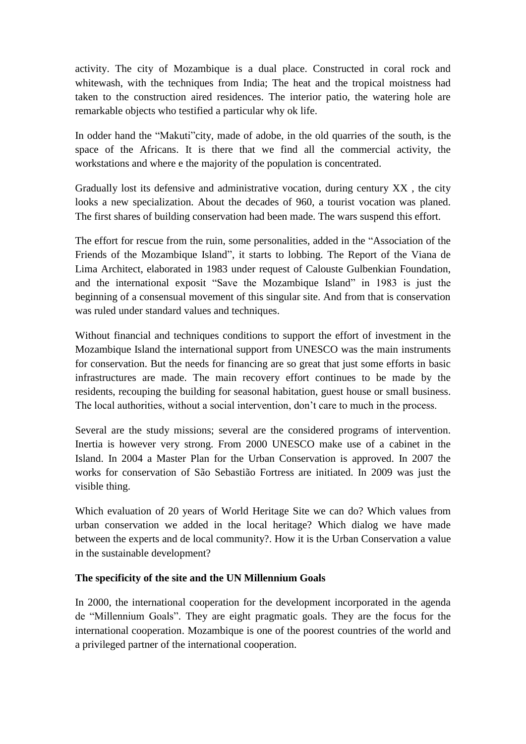activity. The city of Mozambique is a dual place. Constructed in coral rock and whitewash, with the techniques from India; The heat and the tropical moistness had taken to the construction aired residences. The interior patio, the watering hole are remarkable objects who testified a particular why ok life.

In odder hand the "Makuti"city, made of adobe, in the old quarries of the south, is the space of the Africans. It is there that we find all the commercial activity, the workstations and where e the majority of the population is concentrated.

Gradually lost its defensive and administrative vocation, during century XX , the city looks a new specialization. About the decades of 960, a tourist vocation was planed. The first shares of building conservation had been made. The wars suspend this effort.

The effort for rescue from the ruin, some personalities, added in the "Association of the Friends of the Mozambique Island", it starts to lobbing. The Report of the Viana de Lima Architect, elaborated in 1983 under request of Calouste Gulbenkian Foundation, and the international exposit "Save the Mozambique Island" in 1983 is just the beginning of a consensual movement of this singular site. And from that is conservation was ruled under standard values and techniques.

Without financial and techniques conditions to support the effort of investment in the Mozambique Island the international support from UNESCO was the main instruments for conservation. But the needs for financing are so great that just some efforts in basic infrastructures are made. The main recovery effort continues to be made by the residents, recouping the building for seasonal habitation, guest house or small business. The local authorities, without a social intervention, don't care to much in the process.

Several are the study missions; several are the considered programs of intervention. Inertia is however very strong. From 2000 UNESCO make use of a cabinet in the Island. In 2004 a Master Plan for the Urban Conservation is approved. In 2007 the works for conservation of São Sebastião Fortress are initiated. In 2009 was just the visible thing.

Which evaluation of 20 years of World Heritage Site we can do? Which values from urban conservation we added in the local heritage? Which dialog we have made between the experts and de local community?. How it is the Urban Conservation a value in the sustainable development?

**The specificity of the site and the UN Millennium Goals**

In 2000, the international cooperation for the development incorporated in the agenda de "Millennium Goals". They are eight pragmatic goals. They are the focus for the international cooperation. Mozambique is one of the poorest countries of the world and a privileged partner of the international cooperation.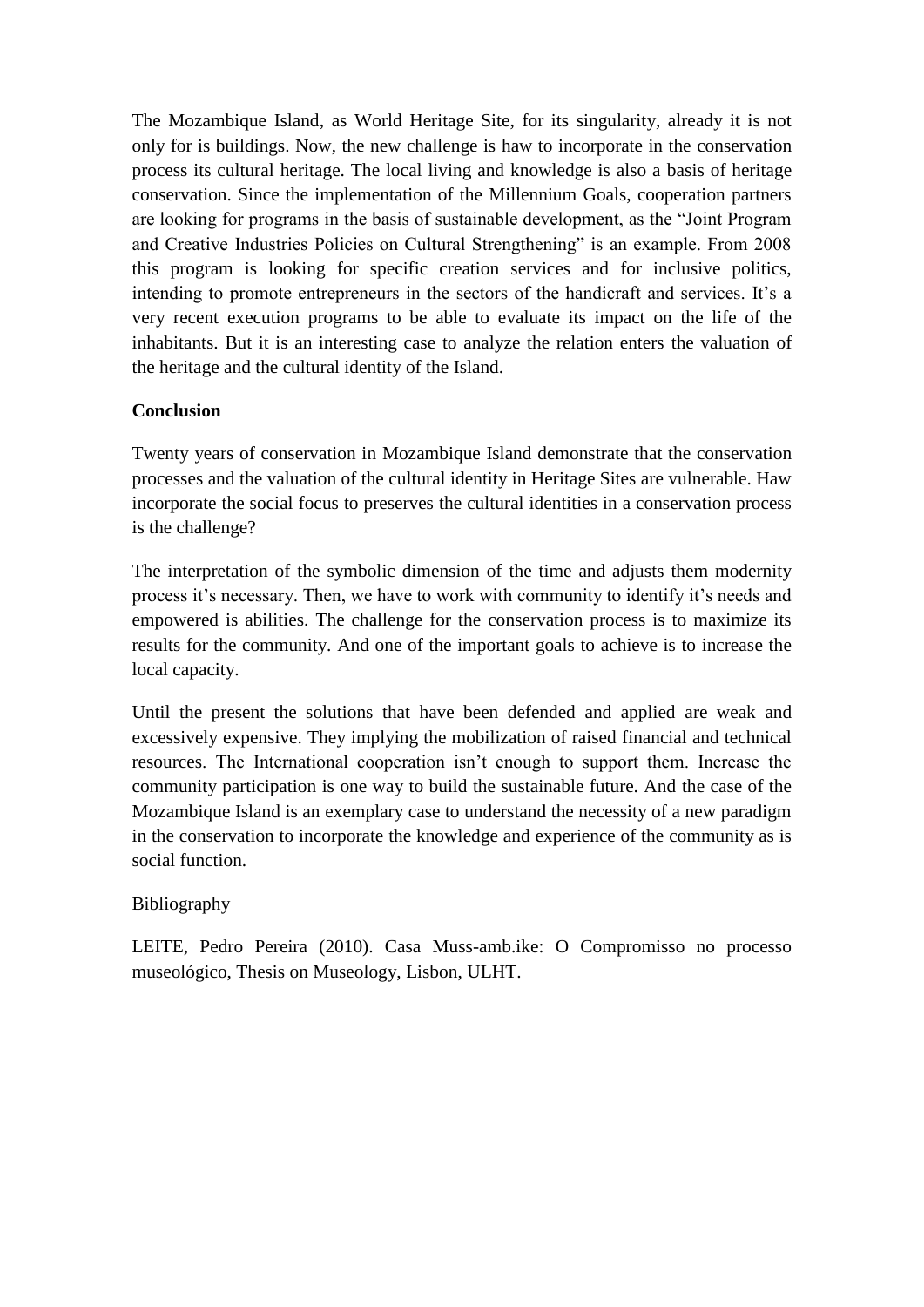The Mozambique Island, as World Heritage Site, for its singularity, already it is not only for is buildings. Now, the new challenge is haw to incorporate in the conservation process its cultural heritage. The local living and knowledge is also a basis of heritage conservation. Since the implementation of the Millennium Goals, cooperation partners are looking for programs in the basis of sustainable development, as the "Joint Program and Creative Industries Policies on Cultural Strengthening" is an example. From 2008 this program is looking for specific creation services and for inclusive politics, intending to promote entrepreneurs in the sectors of the handicraft and services. It's a very recent execution programs to be able to evaluate its impact on the life of the inhabitants. But it is an interesting case to analyze the relation enters the valuation of the heritage and the cultural identity of the Island.

**Conclusion**

Twenty years of conservation in Mozambique Island demonstrate that the conservation processes and the valuation of the cultural identity in Heritage Sites are vulnerable. Haw incorporate the social focus to preserves the cultural identities in a conservation process is the challenge?

The interpretation of the symbolic dimension of the time and adjusts them modernity process it's necessary. Then, we have to work with community to identify it's needs and empowered is abilities. The challenge for the conservation process is to maximize its results for the community. And one of the important goals to achieve is to increase the local capacity.

Until the present the solutions that have been defended and applied are weak and excessively expensive. They implying the mobilization of raised financial and technical resources. The International cooperation isn't enough to support them. Increase the community participation is one way to build the sustainable future. And the case of the Mozambique Island is an exemplary case to understand the necessity of a new paradigm in the conservation to incorporate the knowledge and experience of the community as is social function.

Bibliography

LEITE, Pedro Pereira (2010). Casa Muss-amb.ike: O Compromisso no processo museológico, Thesis on Museology, Lisbon, ULHT.